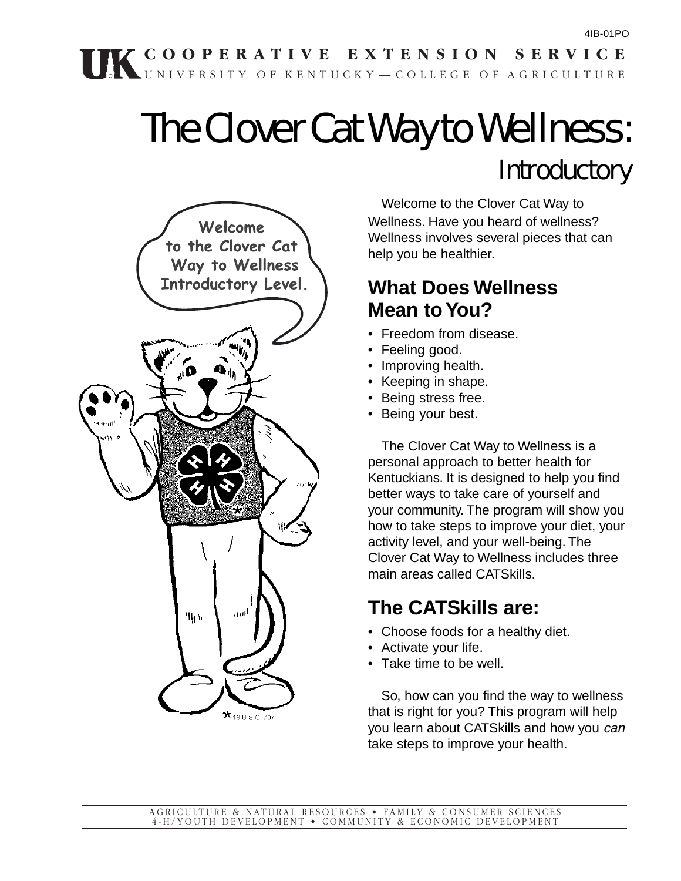4IB-01PO

UK COOPERATIVE EXTENSION SERVICE
UNIVERSITY OF KENTUCKY—COLLEGE OF AGRICULTURE

# The Clover Cat Way to Wellness: Introductory

Welcome to the Clover Cat Way to Wellness Introductory Level.

Welcome to the Clover Cat Way to Wellness. Have you heard of wellness? Wellness involves several pieces that can help you be healthier.

## What Does Wellness Mean to You?

- Freedom from disease.
- Feeling good.
- Improving health.
- Keeping in shape.
- Being stress free.
- Being your best.

The Clover Cat Way to Wellness is a personal approach to better health for Kentuckians. It is designed to help you find better ways to take care of yourself and your community. The program will show you how to take steps to improve your diet, your activity level, and your well-being. The Clover Cat Way to Wellness includes three main areas called CATSkills.

## The CATSkills are:

- Choose foods for a healthy diet.
- Activate your life.
- Take time to be well.

So, how can you find the way to wellness that is right for you? This program will help you learn about CATSkills and how you *can* take steps to improve your health.

*18 U.S.C. 707

AGRICULTURE & NATURAL RESOURCES • FAMILY & CONSUMER SCIENCES
4-H/YOUTH DEVELOPMENT • COMMUNITY & ECONOMIC DEVELOPMENT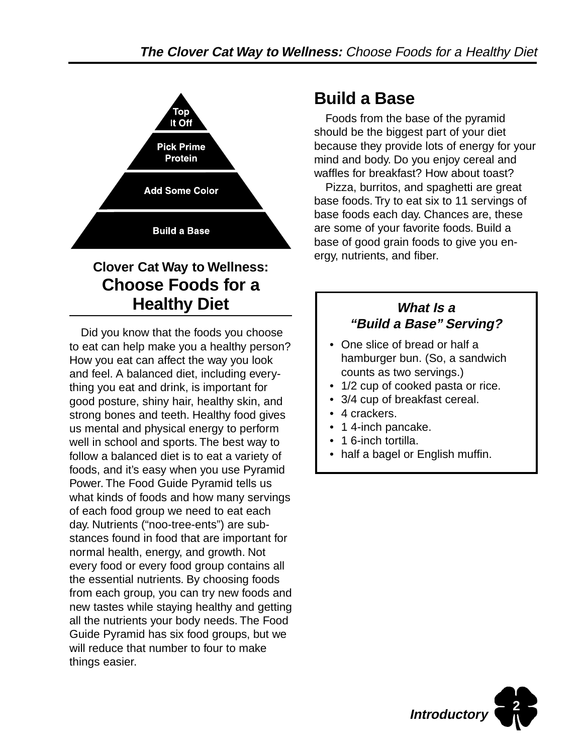Top It Off

Pick Prime Protein

Add Some Color

Build a Base

## Clover Cat Way to Wellness: Choose Foods for a Healthy Diet

Did you know that the foods you choose to eat can help make you a healthy person? How you eat can affect the way you look and feel. A balanced diet, including everything you eat and drink, is important for good posture, shiny hair, healthy skin, and strong bones and teeth. Healthy food gives us mental and physical energy to perform well in school and sports. The best way to follow a balanced diet is to eat a variety of foods, and it's easy when you use Pyramid Power. The Food Guide Pyramid tells us what kinds of foods and how many servings of each food group we need to eat each day. Nutrients ("noo-tree-ents") are substances found in food that are important for normal health, energy, and growth. Not every food or every food group contains all the essential nutrients. By choosing foods from each group, you can try new foods and new tastes while staying healthy and getting all the nutrients your body needs. The Food Guide Pyramid has six food groups, but we will reduce that number to four to make things easier.

## Build a Base

Foods from the base of the pyramid should be the biggest part of your diet because they provide lots of energy for your mind and body. Do you enjoy cereal and waffles for breakfast? How about toast?

Pizza, burritos, and spaghetti are great base foods. Try to eat six to 11 servings of base foods each day. Chances are, these are some of your favorite foods. Build a base of good grain foods to give you energy, nutrients, and fiber.

### *What Is a "Build a Base" Serving?*

- One slice of bread or half a hamburger bun. (So, a sandwich counts as two servings.)
- 1/2 cup of cooked pasta or rice.
- 3/4 cup of breakfast cereal.
- 4 crackers.
- 1 4-inch pancake.
- 1 6-inch tortilla.
- half a bagel or English muffin.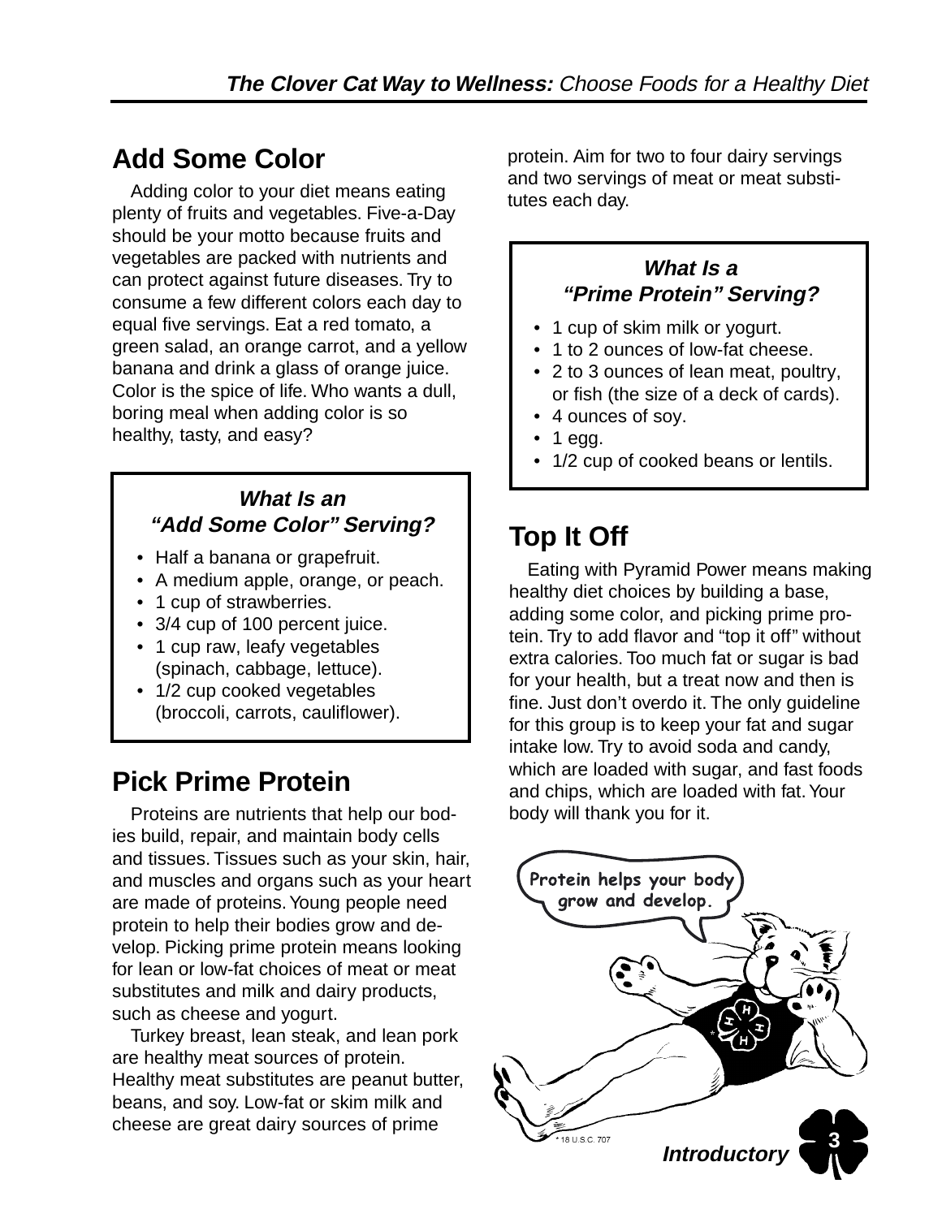## Add Some Color

Adding color to your diet means eating plenty of fruits and vegetables. Five-a-Day should be your motto because fruits and vegetables are packed with nutrients and can protect against future diseases. Try to consume a few different colors each day to equal five servings. Eat a red tomato, a green salad, an orange carrot, and a yellow banana and drink a glass of orange juice. Color is the spice of life. Who wants a dull, boring meal when adding color is so healthy, tasty, and easy?

### *What Is an "Add Some Color" Serving?*

- Half a banana or grapefruit.
- A medium apple, orange, or peach.
- 1 cup of strawberries.
- 3/4 cup of 100 percent juice.
- 1 cup raw, leafy vegetables (spinach, cabbage, lettuce).
- 1/2 cup cooked vegetables (broccoli, carrots, cauliflower).

## Pick Prime Protein

Proteins are nutrients that help our bodies build, repair, and maintain body cells and tissues. Tissues such as your skin, hair, and muscles and organs such as your heart are made of proteins. Young people need protein to help their bodies grow and develop. Picking prime protein means looking for lean or low-fat choices of meat or meat substitutes and milk and dairy products, such as cheese and yogurt.

Turkey breast, lean steak, and lean pork are healthy meat sources of protein. Healthy meat substitutes are peanut butter, beans, and soy. Low-fat or skim milk and cheese are great dairy sources of prime protein. Aim for two to four dairy servings and two servings of meat or meat substitutes each day.

### *What Is a "Prime Protein" Serving?*

- 1 cup of skim milk or yogurt.
- 1 to 2 ounces of low-fat cheese.
- 2 to 3 ounces of lean meat, poultry, or fish (the size of a deck of cards).
- 4 ounces of soy.
- 1 egg.
- 1/2 cup of cooked beans or lentils.

## Top It Off

Eating with Pyramid Power means making healthy diet choices by building a base, adding some color, and picking prime protein. Try to add flavor and "top it off" without extra calories. Too much fat or sugar is bad for your health, but a treat now and then is fine. Just don't overdo it. The only guideline for this group is to keep your fat and sugar intake low. Try to avoid soda and candy, which are loaded with sugar, and fast foods and chips, which are loaded with fat. Your body will thank you for it.

Protein helps your body grow and develop.

* 18 U.S.C. 707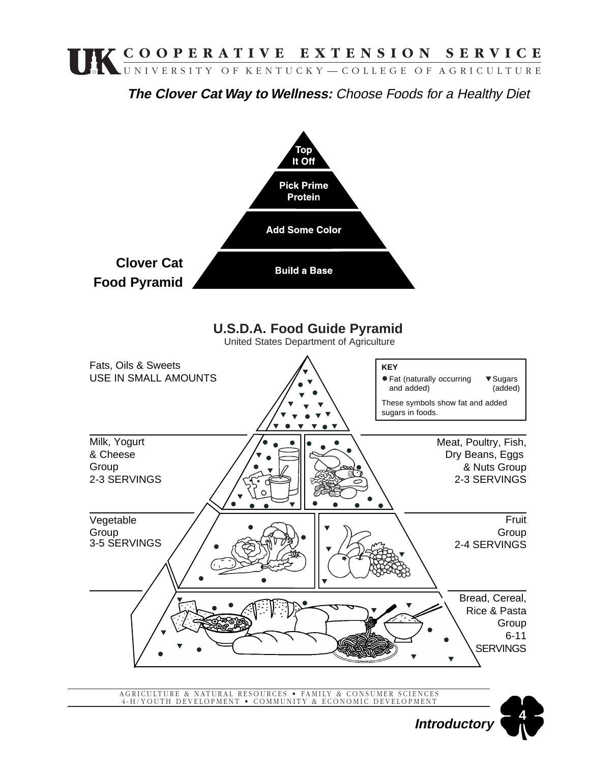**COOPERATIVE EXTENSION SERVICE**
UNIVERSITY OF KENTUCKY — COLLEGE OF AGRICULTURE

## ***The Clover Cat Way to Wellness:*** *Choose Foods for a Healthy Diet*

### Clover Cat Food Pyramid

- Top It Off
- Pick Prime Protein
- Add Some Color
- Build a Base

### U.S.D.A. Food Guide Pyramid

United States Department of Agriculture

**KEY**

- ● Fat (naturally occurring and added)
- ▼ Sugars (added)

These symbols show fat and added sugars in foods.

Fats, Oils & Sweets
USE IN SMALL AMOUNTS

Milk, Yogurt & Cheese Group
2-3 SERVINGS

Meat, Poultry, Fish, Dry Beans, Eggs & Nuts Group
2-3 SERVINGS

Vegetable Group
3-5 SERVINGS

Fruit Group
2-4 SERVINGS

Bread, Cereal, Rice & Pasta Group
6-11 SERVINGS

AGRICULTURE & NATURAL RESOURCES • FAMILY & CONSUMER SCIENCES
4-H/YOUTH DEVELOPMENT • COMMUNITY & ECONOMIC DEVELOPMENT

***Introductory***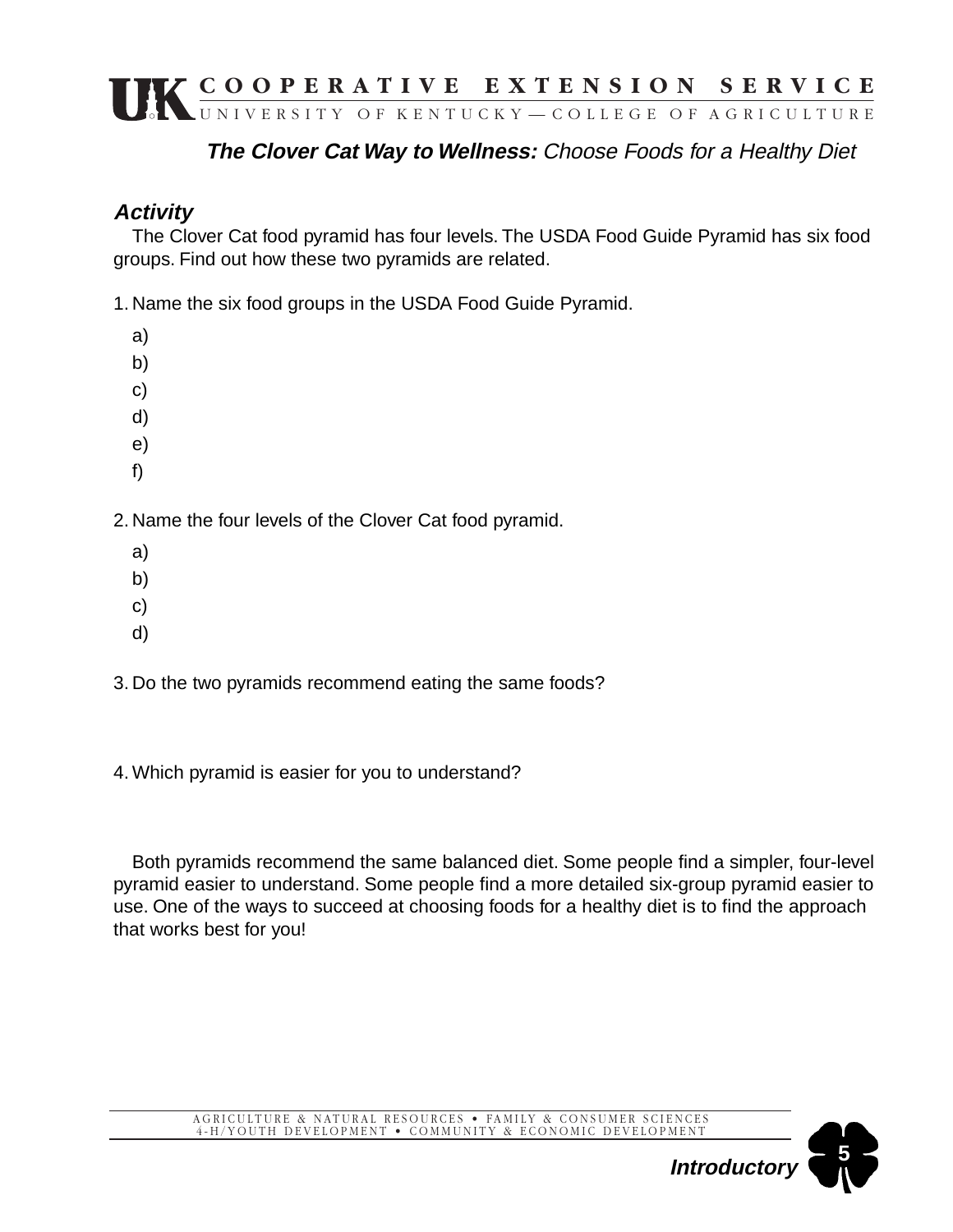**The Clover Cat Way to Wellness:** *Choose Foods for a Healthy Diet*

### *Activity*

The Clover Cat food pyramid has four levels. The USDA Food Guide Pyramid has six food groups. Find out how these two pyramids are related.

1. Name the six food groups in the USDA Food Guide Pyramid.

   a)

   b)

   c)

   d)

   e)

   f)

2. Name the four levels of the Clover Cat food pyramid.

   a)

   b)

   c)

   d)

3. Do the two pyramids recommend eating the same foods?

4. Which pyramid is easier for you to understand?

Both pyramids recommend the same balanced diet. Some people find a simpler, four-level pyramid easier to understand. Some people find a more detailed six-group pyramid easier to use. One of the ways to succeed at choosing foods for a healthy diet is to find the approach that works best for you!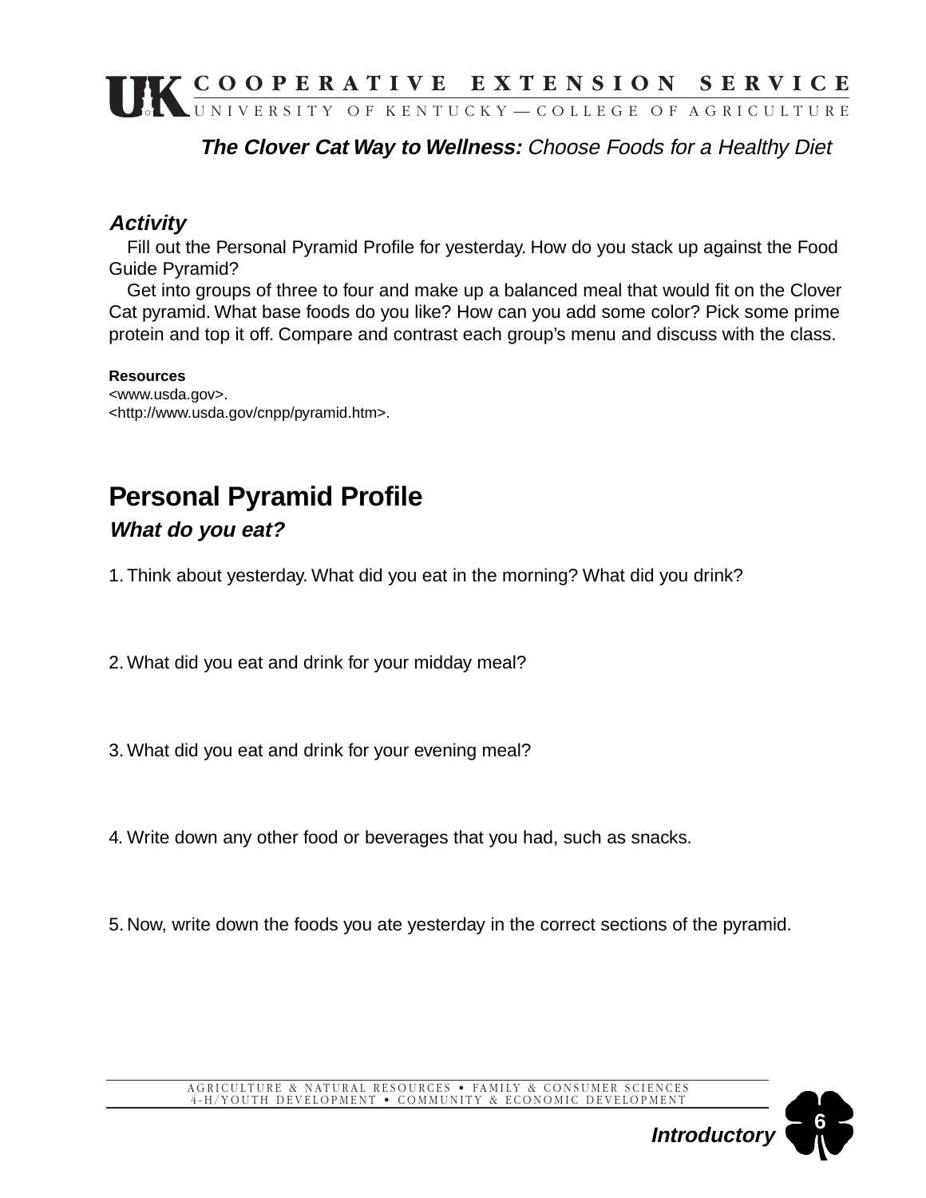**The Clover Cat Way to Wellness:** *Choose Foods for a Healthy Diet*

### *Activity*

Fill out the Personal Pyramid Profile for yesterday. How do you stack up against the Food Guide Pyramid?

Get into groups of three to four and make up a balanced meal that would fit on the Clover Cat pyramid. What base foods do you like? How can you add some color? Pick some prime protein and top it off. Compare and contrast each group's menu and discuss with the class.

**Resources**
<www.usda.gov>.
<http://www.usda.gov/cnpp/pyramid.htm>.

## Personal Pyramid Profile

### *What do you eat?*

1. Think about yesterday. What did you eat in the morning? What did you drink?

2. What did you eat and drink for your midday meal?

3. What did you eat and drink for your evening meal?

4. Write down any other food or beverages that you had, such as snacks.

5. Now, write down the foods you ate yesterday in the correct sections of the pyramid.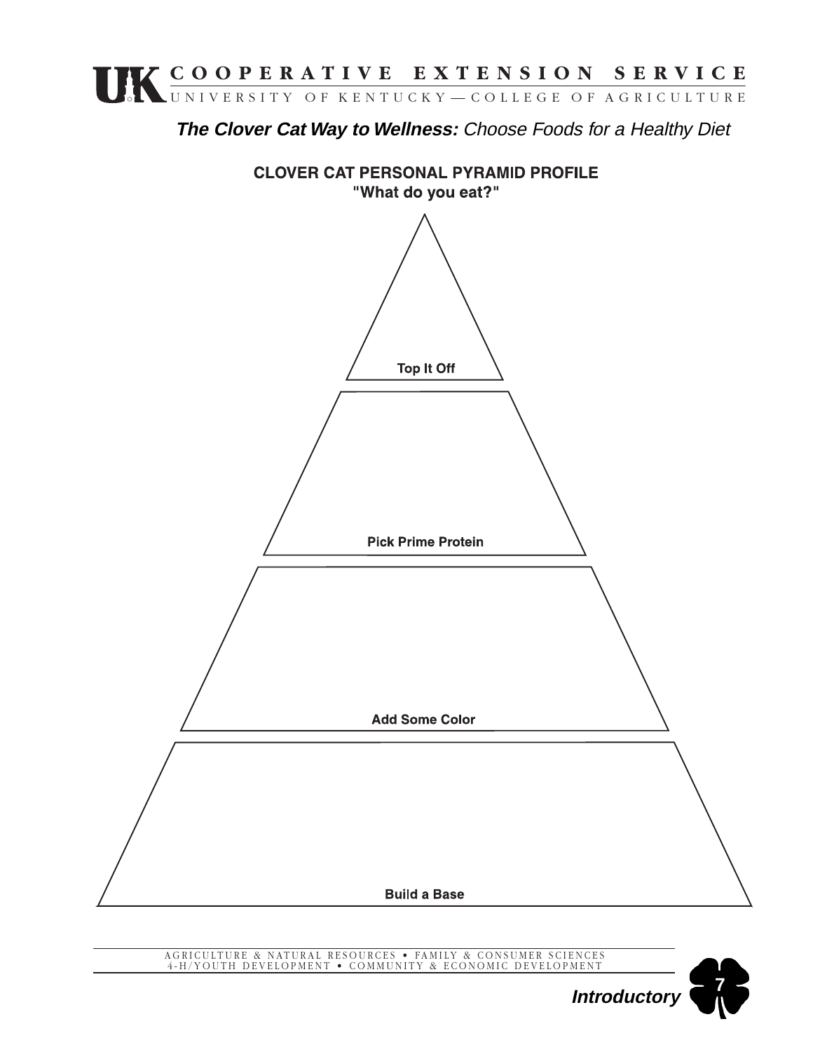**The Clover Cat Way to Wellness:** *Choose Foods for a Healthy Diet*

## CLOVER CAT PERSONAL PYRAMID PROFILE

**"What do you eat?"**

**Top It Off**

**Pick Prime Protein**

**Add Some Color**

**Build a Base**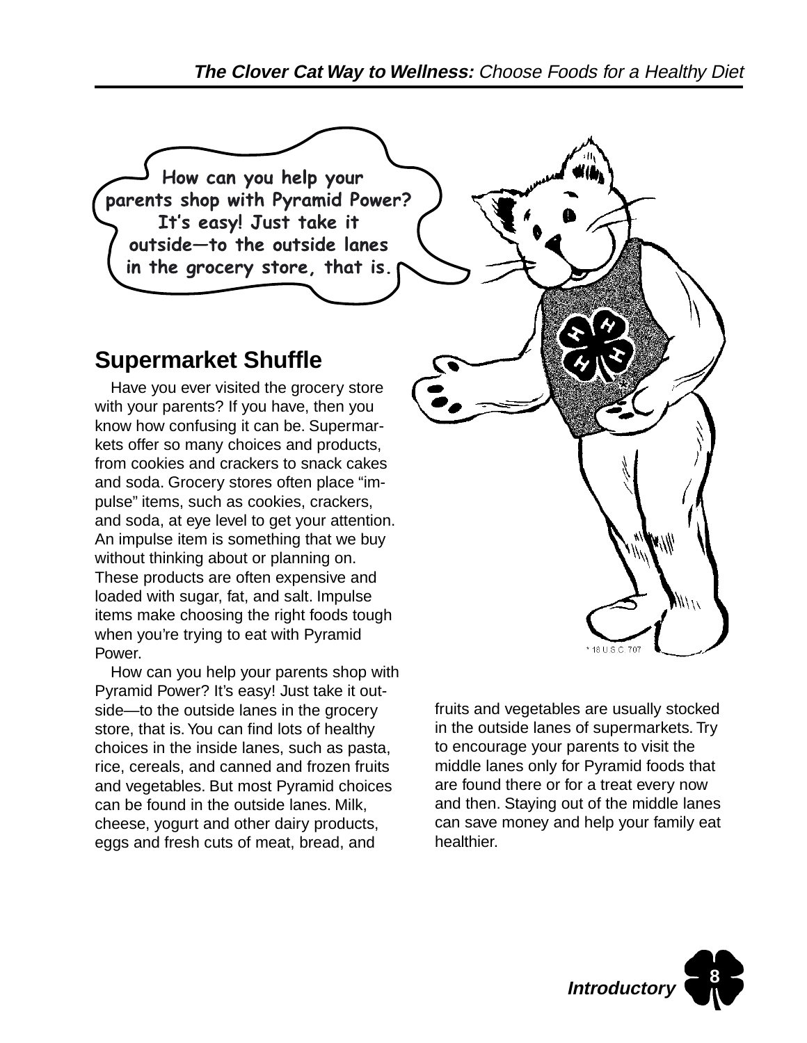How can you help your parents shop with Pyramid Power? It's easy! Just take it outside—to the outside lanes in the grocery store, that is.

## Supermarket Shuffle

Have you ever visited the grocery store with your parents? If you have, then you know how confusing it can be. Supermarkets offer so many choices and products, from cookies and crackers to snack cakes and soda. Grocery stores often place "impulse" items, such as cookies, crackers, and soda, at eye level to get your attention. An impulse item is something that we buy without thinking about or planning on. These products are often expensive and loaded with sugar, fat, and salt. Impulse items make choosing the right foods tough when you're trying to eat with Pyramid Power.

How can you help your parents shop with Pyramid Power? It's easy! Just take it outside—to the outside lanes in the grocery store, that is. You can find lots of healthy choices in the inside lanes, such as pasta, rice, cereals, and canned and frozen fruits and vegetables. But most Pyramid choices can be found in the outside lanes. Milk, cheese, yogurt and other dairy products, eggs and fresh cuts of meat, bread, and fruits and vegetables are usually stocked in the outside lanes of supermarkets. Try to encourage your parents to visit the middle lanes only for Pyramid foods that are found there or for a treat every now and then. Staying out of the middle lanes can save money and help your family eat healthier.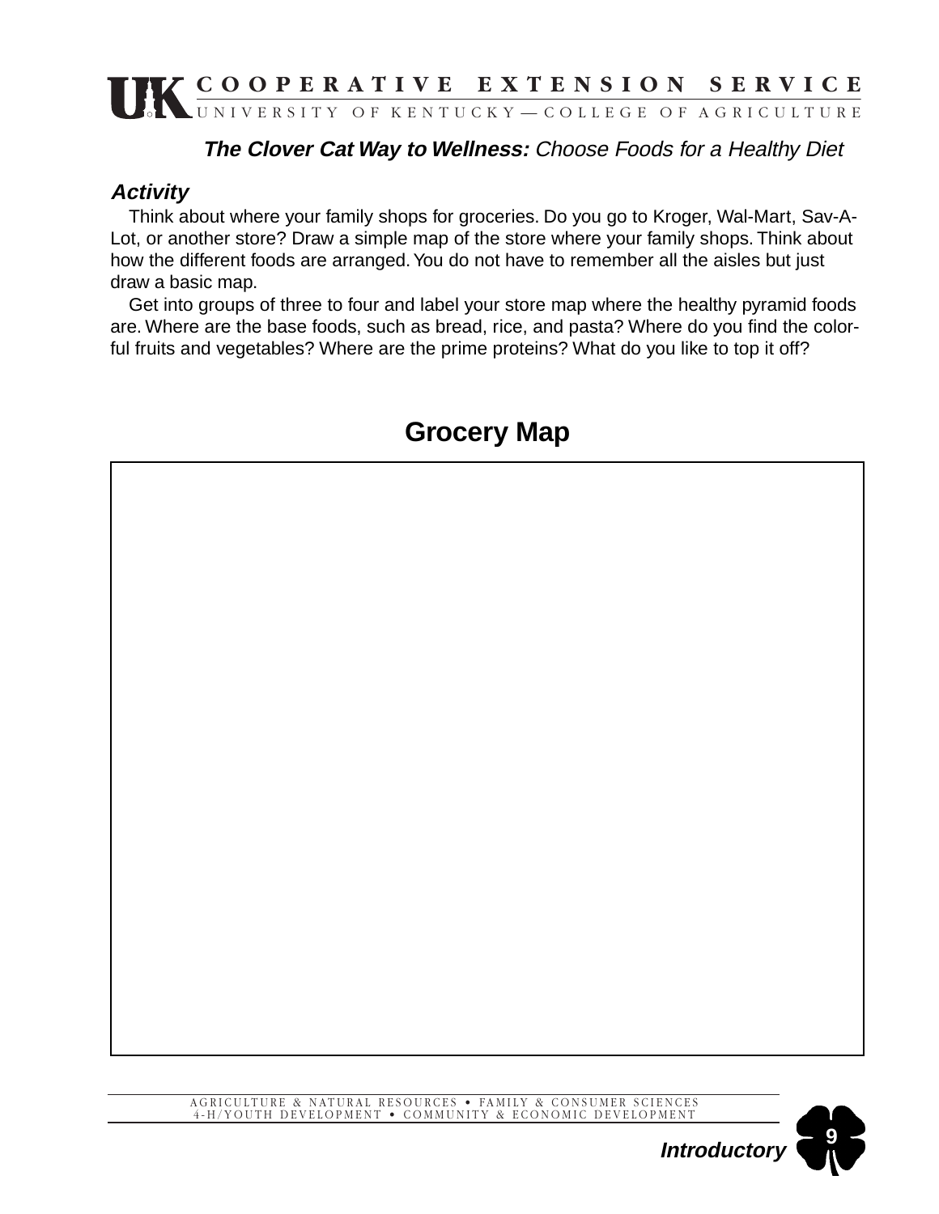**The Clover Cat Way to Wellness:** *Choose Foods for a Healthy Diet*

### *Activity*

Think about where your family shops for groceries. Do you go to Kroger, Wal-Mart, Sav-A-Lot, or another store? Draw a simple map of the store where your family shops. Think about how the different foods are arranged. You do not have to remember all the aisles but just draw a basic map.

Get into groups of three to four and label your store map where the healthy pyramid foods are. Where are the base foods, such as bread, rice, and pasta? Where do you find the colorful fruits and vegetables? Where are the prime proteins? What do you like to top it off?

## Grocery Map

*Introductory*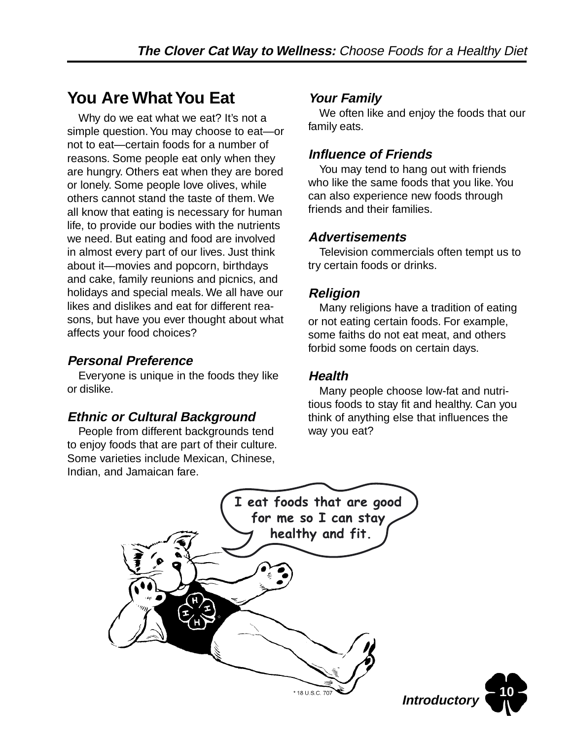# You Are What You Eat

Why do we eat what we eat? It's not a simple question. You may choose to eat—or not to eat—certain foods for a number of reasons. Some people eat only when they are hungry. Others eat when they are bored or lonely. Some people love olives, while others cannot stand the taste of them. We all know that eating is necessary for human life, to provide our bodies with the nutrients we need. But eating and food are involved in almost every part of our lives. Just think about it—movies and popcorn, birthdays and cake, family reunions and picnics, and holidays and special meals. We all have our likes and dislikes and eat for different reasons, but have you ever thought about what affects your food choices?

### *Personal Preference*

Everyone is unique in the foods they like or dislike.

### *Ethnic or Cultural Background*

People from different backgrounds tend to enjoy foods that are part of their culture. Some varieties include Mexican, Chinese, Indian, and Jamaican fare.

### *Your Family*

We often like and enjoy the foods that our family eats.

### *Influence of Friends*

You may tend to hang out with friends who like the same foods that you like. You can also experience new foods through friends and their families.

### *Advertisements*

Television commercials often tempt us to try certain foods or drinks.

### *Religion*

Many religions have a tradition of eating or not eating certain foods. For example, some faiths do not eat meat, and others forbid some foods on certain days.

### *Health*

Many people choose low-fat and nutritious foods to stay fit and healthy. Can you think of anything else that influences the way you eat?

I eat foods that are good for me so I can stay healthy and fit.

* 18 U.S.C. 707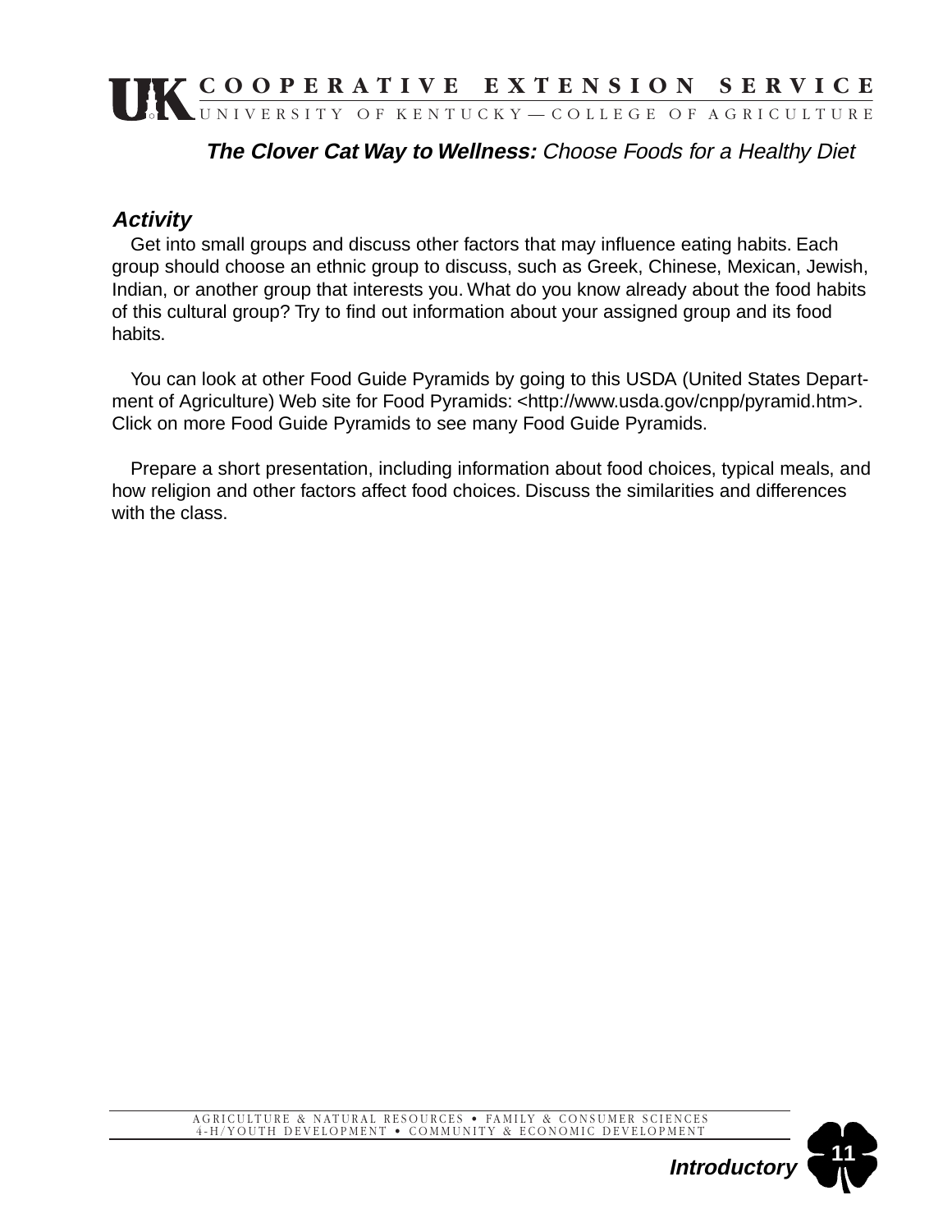**The Clover Cat Way to Wellness:** *Choose Foods for a Healthy Diet*

### *Activity*

Get into small groups and discuss other factors that may influence eating habits. Each group should choose an ethnic group to discuss, such as Greek, Chinese, Mexican, Jewish, Indian, or another group that interests you. What do you know already about the food habits of this cultural group? Try to find out information about your assigned group and its food habits.

You can look at other Food Guide Pyramids by going to this USDA (United States Department of Agriculture) Web site for Food Pyramids: <http://www.usda.gov/cnpp/pyramid.htm>. Click on more Food Guide Pyramids to see many Food Guide Pyramids.

Prepare a short presentation, including information about food choices, typical meals, and how religion and other factors affect food choices. Discuss the similarities and differences with the class.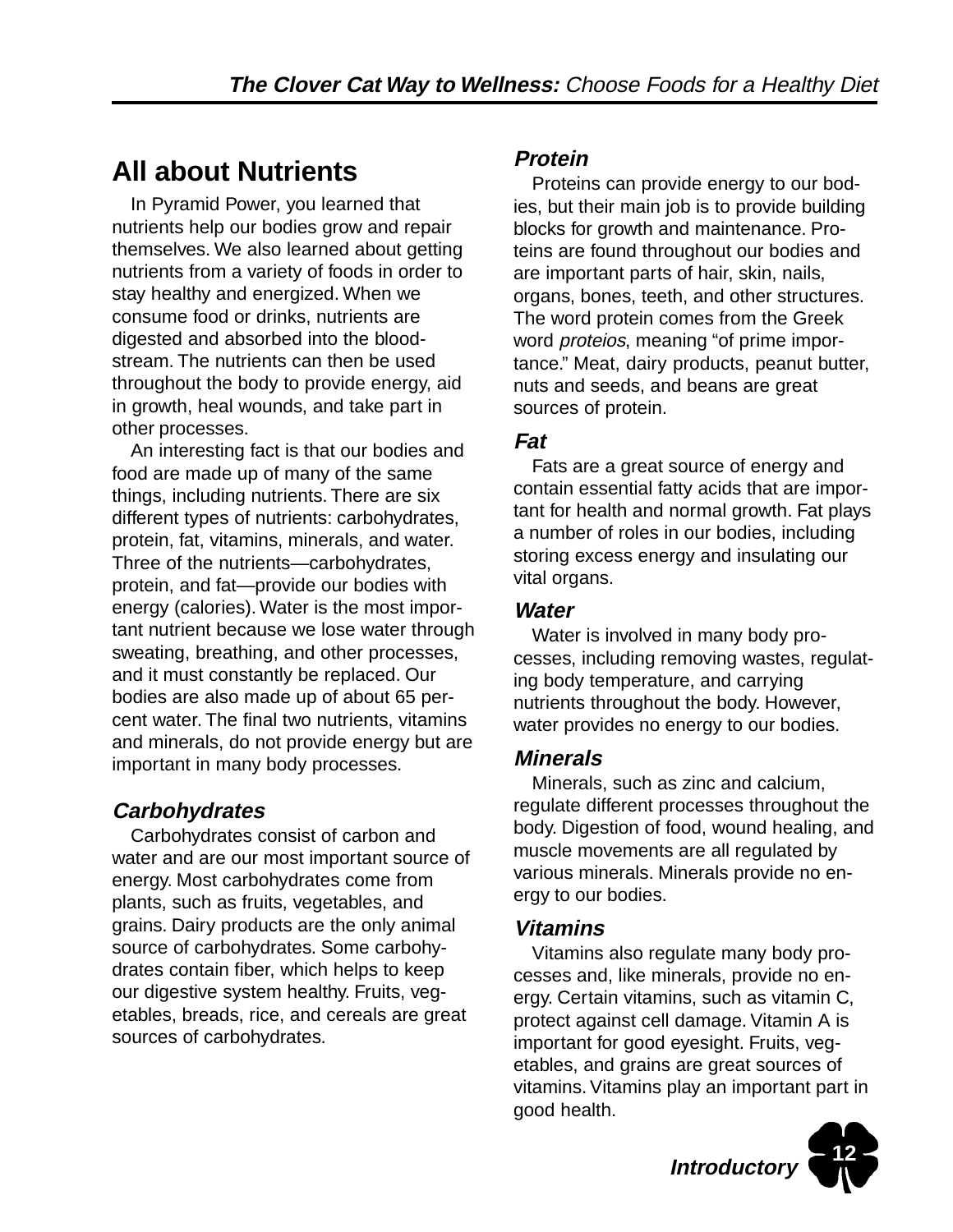## All about Nutrients

In Pyramid Power, you learned that nutrients help our bodies grow and repair themselves. We also learned about getting nutrients from a variety of foods in order to stay healthy and energized. When we consume food or drinks, nutrients are digested and absorbed into the bloodstream. The nutrients can then be used throughout the body to provide energy, aid in growth, heal wounds, and take part in other processes.

An interesting fact is that our bodies and food are made up of many of the same things, including nutrients. There are six different types of nutrients: carbohydrates, protein, fat, vitamins, minerals, and water. Three of the nutrients—carbohydrates, protein, and fat—provide our bodies with energy (calories). Water is the most important nutrient because we lose water through sweating, breathing, and other processes, and it must constantly be replaced. Our bodies are also made up of about 65 percent water. The final two nutrients, vitamins and minerals, do not provide energy but are important in many body processes.

### *Carbohydrates*

Carbohydrates consist of carbon and water and are our most important source of energy. Most carbohydrates come from plants, such as fruits, vegetables, and grains. Dairy products are the only animal source of carbohydrates. Some carbohydrates contain fiber, which helps to keep our digestive system healthy. Fruits, vegetables, breads, rice, and cereals are great sources of carbohydrates.

### *Protein*

Proteins can provide energy to our bodies, but their main job is to provide building blocks for growth and maintenance. Proteins are found throughout our bodies and are important parts of hair, skin, nails, organs, bones, teeth, and other structures. The word protein comes from the Greek word *proteios*, meaning "of prime importance." Meat, dairy products, peanut butter, nuts and seeds, and beans are great sources of protein.

### *Fat*

Fats are a great source of energy and contain essential fatty acids that are important for health and normal growth. Fat plays a number of roles in our bodies, including storing excess energy and insulating our vital organs.

### *Water*

Water is involved in many body processes, including removing wastes, regulating body temperature, and carrying nutrients throughout the body. However, water provides no energy to our bodies.

### *Minerals*

Minerals, such as zinc and calcium, regulate different processes throughout the body. Digestion of food, wound healing, and muscle movements are all regulated by various minerals. Minerals provide no energy to our bodies.

### *Vitamins*

Vitamins also regulate many body processes and, like minerals, provide no energy. Certain vitamins, such as vitamin C, protect against cell damage. Vitamin A is important for good eyesight. Fruits, vegetables, and grains are great sources of vitamins. Vitamins play an important part in good health.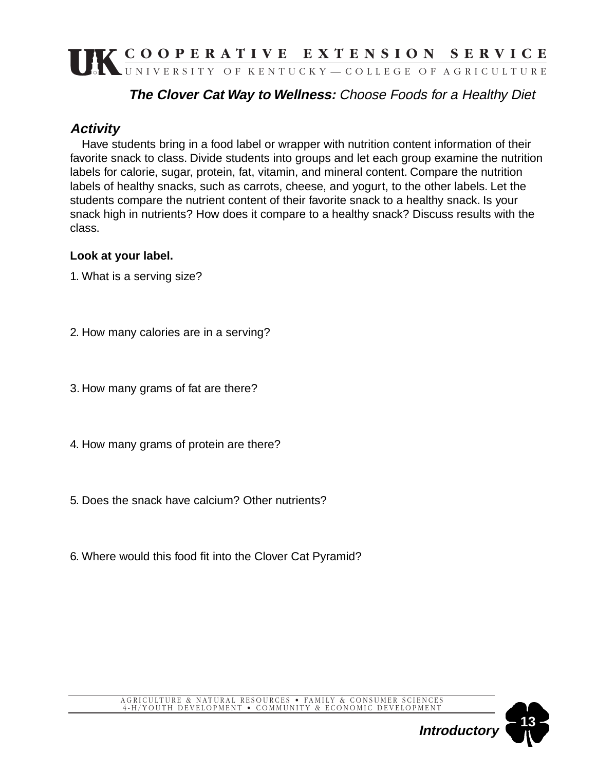**The Clover Cat Way to Wellness:** *Choose Foods for a Healthy Diet*

### *Activity*

Have students bring in a food label or wrapper with nutrition content information of their favorite snack to class. Divide students into groups and let each group examine the nutrition labels for calorie, sugar, protein, fat, vitamin, and mineral content. Compare the nutrition labels of healthy snacks, such as carrots, cheese, and yogurt, to the other labels. Let the students compare the nutrient content of their favorite snack to a healthy snack. Is your snack high in nutrients? How does it compare to a healthy snack? Discuss results with the class.

**Look at your label.**

1. What is a serving size?

2. How many calories are in a serving?

3. How many grams of fat are there?

4. How many grams of protein are there?

5. Does the snack have calcium? Other nutrients?

6. Where would this food fit into the Clover Cat Pyramid?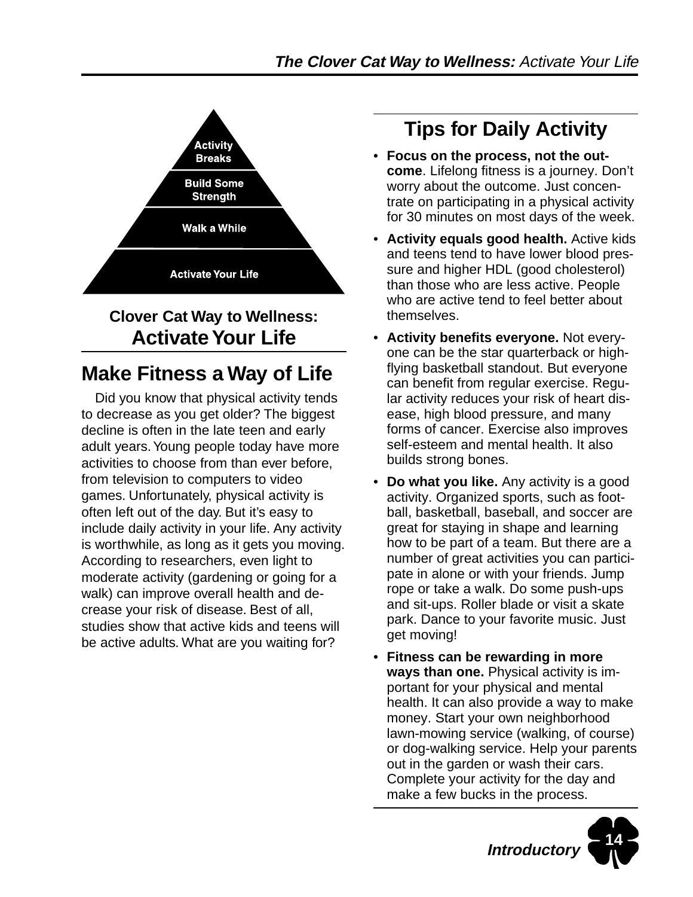Activity Breaks

Build Some Strength

Walk a While

Activate Your Life

**Clover Cat Way to Wellness:**
## Activate Your Life

## Make Fitness a Way of Life

Did you know that physical activity tends to decrease as you get older? The biggest decline is often in the late teen and early adult years. Young people today have more activities to choose from than ever before, from television to computers to video games. Unfortunately, physical activity is often left out of the day. But it's easy to include daily activity in your life. Any activity is worthwhile, as long as it gets you moving. According to researchers, even light to moderate activity (gardening or going for a walk) can improve overall health and decrease your risk of disease. Best of all, studies show that active kids and teens will be active adults. What are you waiting for?

## Tips for Daily Activity

- **Focus on the process, not the outcome**. Lifelong fitness is a journey. Don't worry about the outcome. Just concentrate on participating in a physical activity for 30 minutes on most days of the week.
- **Activity equals good health.** Active kids and teens tend to have lower blood pressure and higher HDL (good cholesterol) than those who are less active. People who are active tend to feel better about themselves.
- **Activity benefits everyone.** Not everyone can be the star quarterback or high-flying basketball standout. But everyone can benefit from regular exercise. Regular activity reduces your risk of heart disease, high blood pressure, and many forms of cancer. Exercise also improves self-esteem and mental health. It also builds strong bones.
- **Do what you like.** Any activity is a good activity. Organized sports, such as football, basketball, baseball, and soccer are great for staying in shape and learning how to be part of a team. But there are a number of great activities you can participate in alone or with your friends. Jump rope or take a walk. Do some push-ups and sit-ups. Roller blade or visit a skate park. Dance to your favorite music. Just get moving!
- **Fitness can be rewarding in more ways than one.** Physical activity is important for your physical and mental health. It can also provide a way to make money. Start your own neighborhood lawn-mowing service (walking, of course) or dog-walking service. Help your parents out in the garden or wash their cars. Complete your activity for the day and make a few bucks in the process.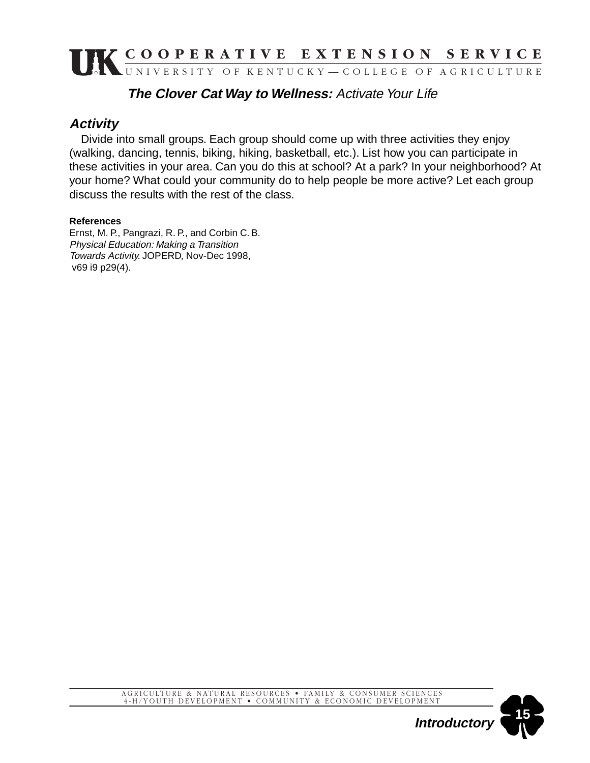**The Clover Cat Way to Wellness:** *Activate Your Life*

## *Activity*

Divide into small groups. Each group should come up with three activities they enjoy (walking, dancing, tennis, biking, hiking, basketball, etc.). List how you can participate in these activities in your area. Can you do this at school? At a park? In your neighborhood? At your home? What could your community do to help people be more active? Let each group discuss the results with the rest of the class.

**References**

Ernst, M. P., Pangrazi, R. P., and Corbin C. B. *Physical Education: Making a Transition Towards Activity.* JOPERD, Nov-Dec 1998, v69 i9 p29(4).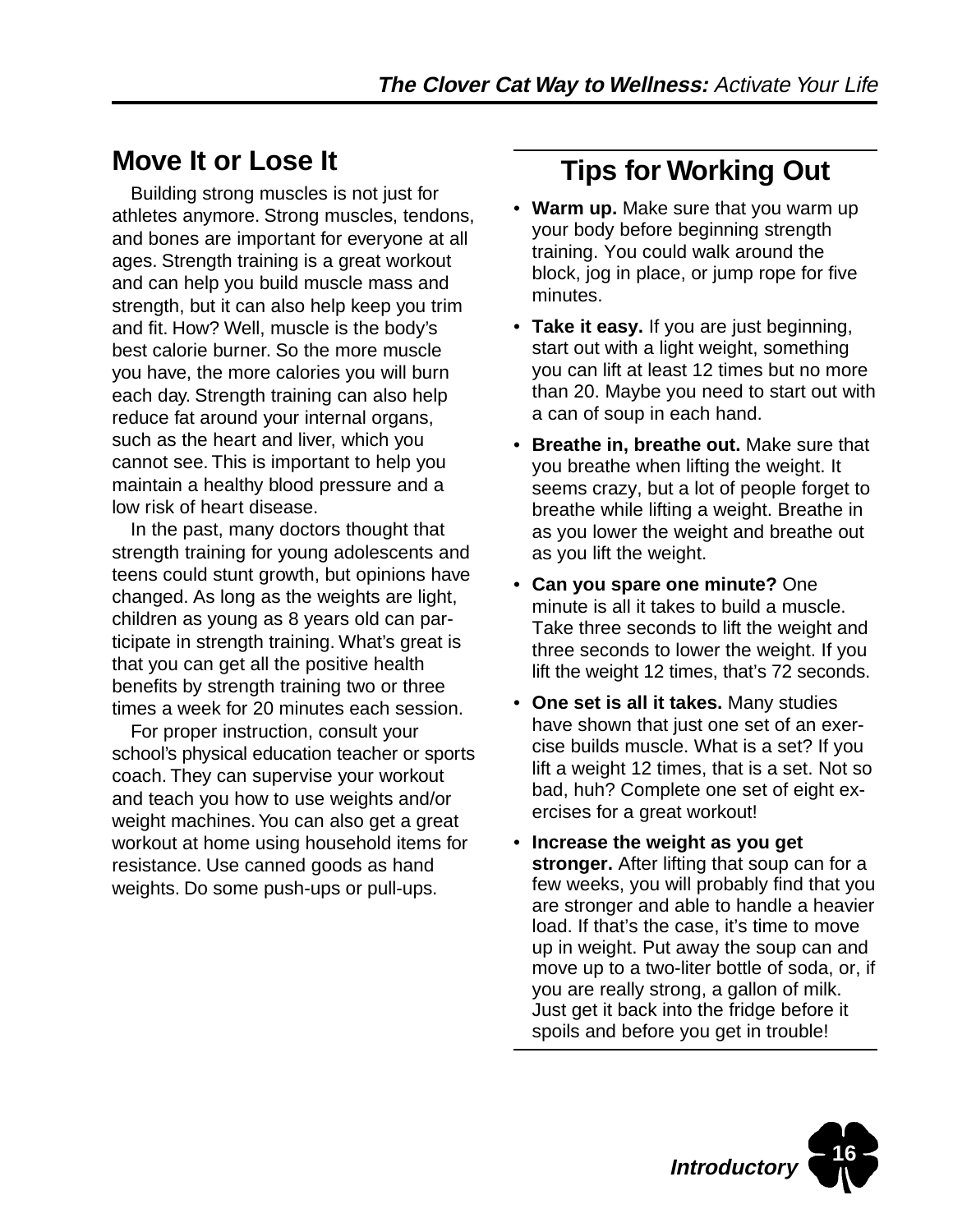## Move It or Lose It

Building strong muscles is not just for athletes anymore. Strong muscles, tendons, and bones are important for everyone at all ages. Strength training is a great workout and can help you build muscle mass and strength, but it can also help keep you trim and fit. How? Well, muscle is the body's best calorie burner. So the more muscle you have, the more calories you will burn each day. Strength training can also help reduce fat around your internal organs, such as the heart and liver, which you cannot see. This is important to help you maintain a healthy blood pressure and a low risk of heart disease.

In the past, many doctors thought that strength training for young adolescents and teens could stunt growth, but opinions have changed. As long as the weights are light, children as young as 8 years old can participate in strength training. What's great is that you can get all the positive health benefits by strength training two or three times a week for 20 minutes each session.

For proper instruction, consult your school's physical education teacher or sports coach. They can supervise your workout and teach you how to use weights and/or weight machines. You can also get a great workout at home using household items for resistance. Use canned goods as hand weights. Do some push-ups or pull-ups.

## Tips for Working Out

- **Warm up.** Make sure that you warm up your body before beginning strength training. You could walk around the block, jog in place, or jump rope for five minutes.
- **Take it easy.** If you are just beginning, start out with a light weight, something you can lift at least 12 times but no more than 20. Maybe you need to start out with a can of soup in each hand.
- **Breathe in, breathe out.** Make sure that you breathe when lifting the weight. It seems crazy, but a lot of people forget to breathe while lifting a weight. Breathe in as you lower the weight and breathe out as you lift the weight.
- **Can you spare one minute?** One minute is all it takes to build a muscle. Take three seconds to lift the weight and three seconds to lower the weight. If you lift the weight 12 times, that's 72 seconds.
- **One set is all it takes.** Many studies have shown that just one set of an exercise builds muscle. What is a set? If you lift a weight 12 times, that is a set. Not so bad, huh? Complete one set of eight exercises for a great workout!
- **Increase the weight as you get stronger.** After lifting that soup can for a few weeks, you will probably find that you are stronger and able to handle a heavier load. If that's the case, it's time to move up in weight. Put away the soup can and move up to a two-liter bottle of soda, or, if you are really strong, a gallon of milk. Just get it back into the fridge before it spoils and before you get in trouble!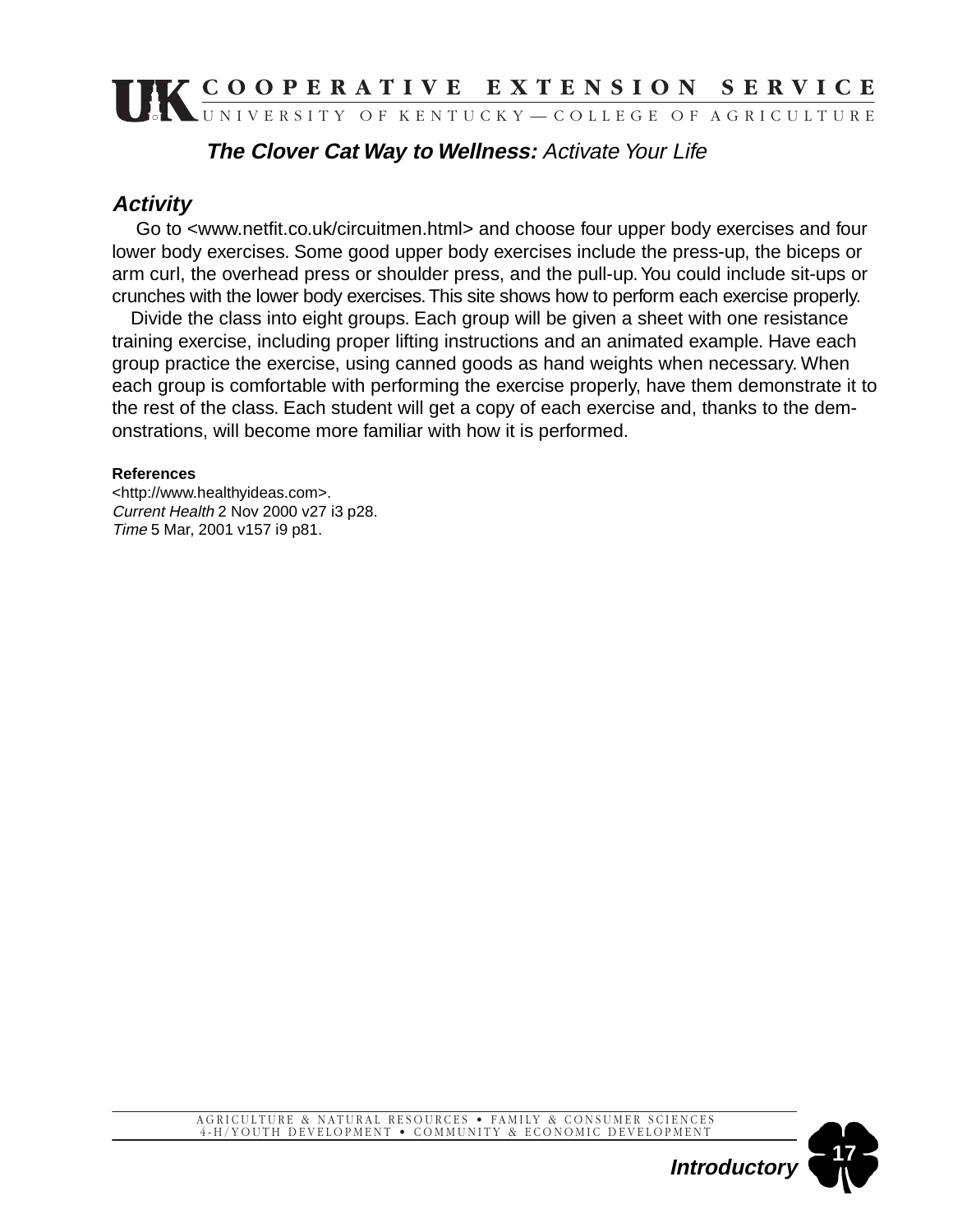**The Clover Cat Way to Wellness:** *Activate Your Life*

### *Activity*

Go to <www.netfit.co.uk/circuitmen.html> and choose four upper body exercises and four lower body exercises. Some good upper body exercises include the press-up, the biceps or arm curl, the overhead press or shoulder press, and the pull-up. You could include sit-ups or crunches with the lower body exercises. This site shows how to perform each exercise properly.

Divide the class into eight groups. Each group will be given a sheet with one resistance training exercise, including proper lifting instructions and an animated example. Have each group practice the exercise, using canned goods as hand weights when necessary. When each group is comfortable with performing the exercise properly, have them demonstrate it to the rest of the class. Each student will get a copy of each exercise and, thanks to the demonstrations, will become more familiar with how it is performed.

**References**

<http://www.healthyideas.com>.
*Current Health* 2 Nov 2000 v27 i3 p28.
*Time* 5 Mar, 2001 v157 i9 p81.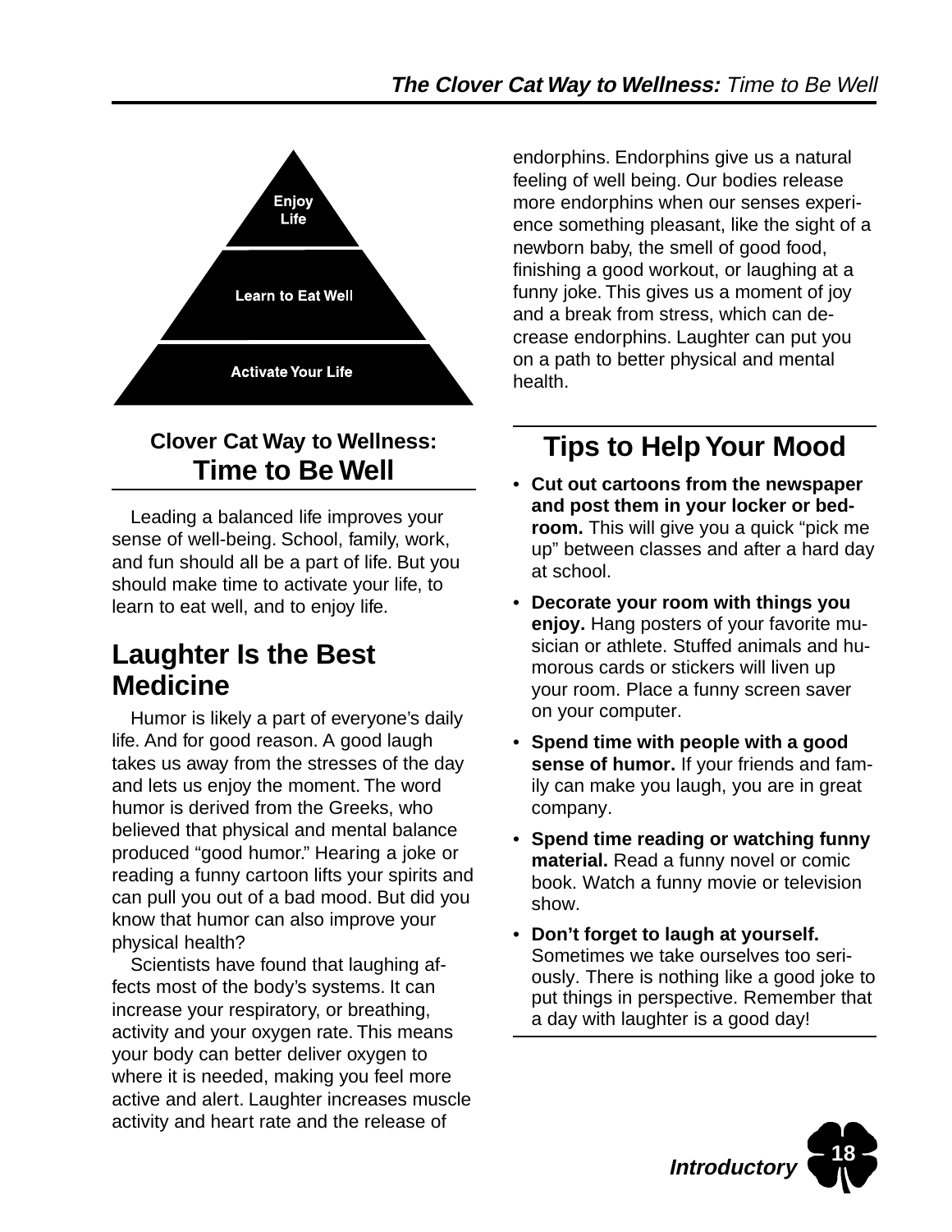Enjoy Life

Learn to Eat Well

Activate Your Life

### Clover Cat Way to Wellness:

## Time to Be Well

Leading a balanced life improves your sense of well-being. School, family, work, and fun should all be a part of life. But you should make time to activate your life, to learn to eat well, and to enjoy life.

## Laughter Is the Best Medicine

Humor is likely a part of everyone's daily life. And for good reason. A good laugh takes us away from the stresses of the day and lets us enjoy the moment. The word humor is derived from the Greeks, who believed that physical and mental balance produced "good humor." Hearing a joke or reading a funny cartoon lifts your spirits and can pull you out of a bad mood. But did you know that humor can also improve your physical health?

Scientists have found that laughing affects most of the body's systems. It can increase your respiratory, or breathing, activity and your oxygen rate. This means your body can better deliver oxygen to where it is needed, making you feel more active and alert. Laughter increases muscle activity and heart rate and the release of endorphins. Endorphins give us a natural feeling of well being. Our bodies release more endorphins when our senses experience something pleasant, like the sight of a newborn baby, the smell of good food, finishing a good workout, or laughing at a funny joke. This gives us a moment of joy and a break from stress, which can decrease endorphins. Laughter can put you on a path to better physical and mental health.

## Tips to Help Your Mood

- **Cut out cartoons from the newspaper and post them in your locker or bedroom.** This will give you a quick "pick me up" between classes and after a hard day at school.
- **Decorate your room with things you enjoy.** Hang posters of your favorite musician or athlete. Stuffed animals and humorous cards or stickers will liven up your room. Place a funny screen saver on your computer.
- **Spend time with people with a good sense of humor.** If your friends and family can make you laugh, you are in great company.
- **Spend time reading or watching funny material.** Read a funny novel or comic book. Watch a funny movie or television show.
- **Don't forget to laugh at yourself.** Sometimes we take ourselves too seriously. There is nothing like a good joke to put things in perspective. Remember that a day with laughter is a good day!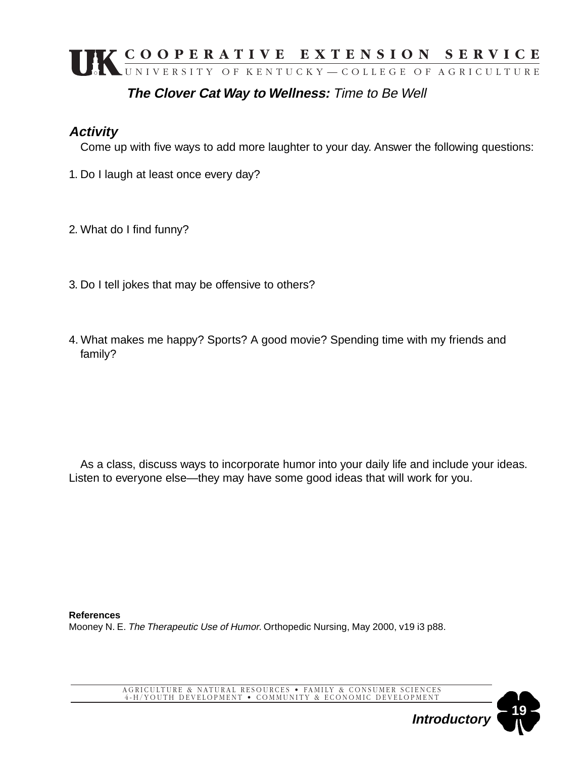**The Clover Cat Way to Wellness:** *Time to Be Well*

### *Activity*

Come up with five ways to add more laughter to your day. Answer the following questions:

1. Do I laugh at least once every day?

2. What do I find funny?

3. Do I tell jokes that may be offensive to others?

4. What makes me happy? Sports? A good movie? Spending time with my friends and family?

As a class, discuss ways to incorporate humor into your daily life and include your ideas. Listen to everyone else—they may have some good ideas that will work for you.

**References**

Mooney N. E. *The Therapeutic Use of Humor*. Orthopedic Nursing, May 2000, v19 i3 p88.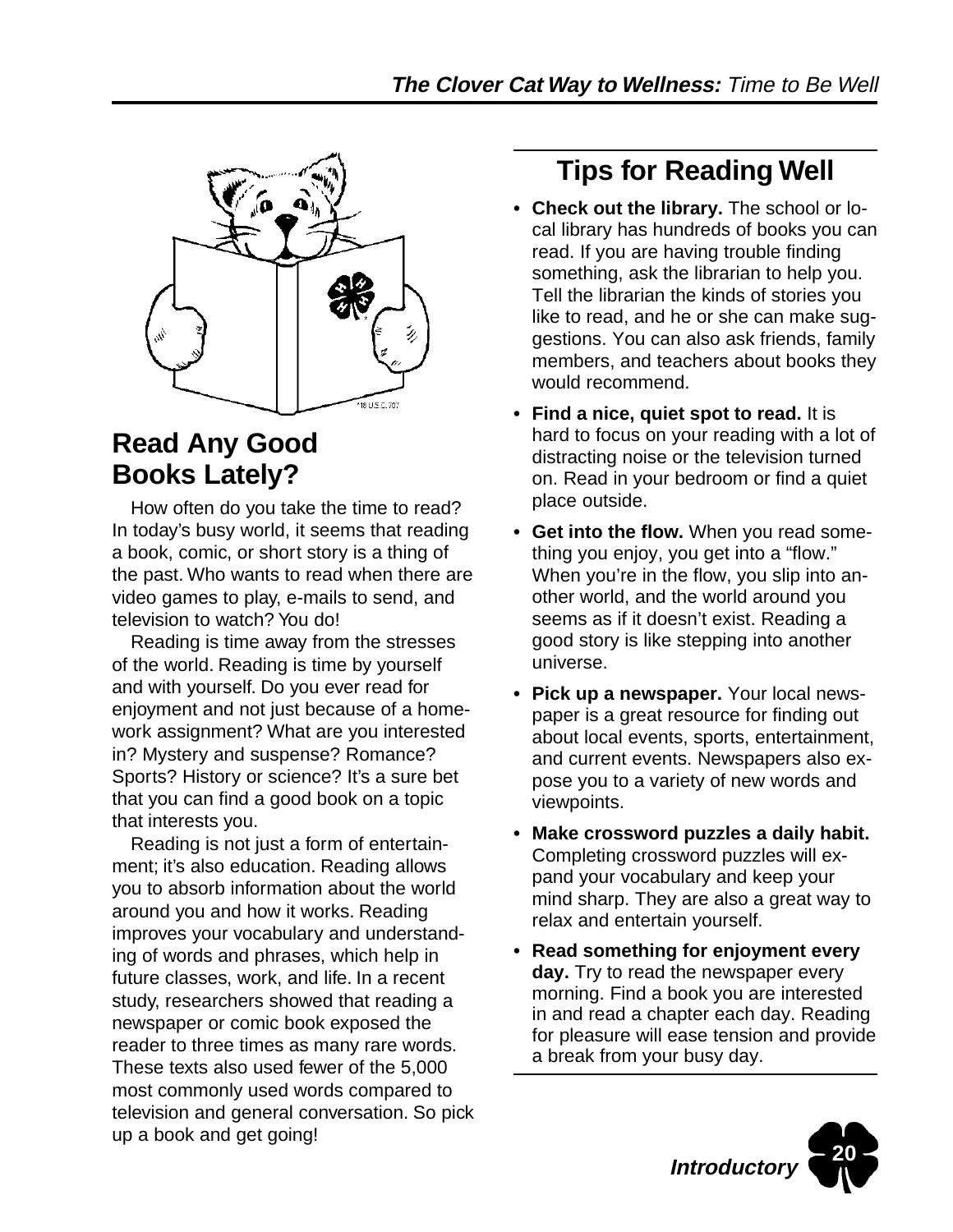## Read Any Good Books Lately?

How often do you take the time to read? In today's busy world, it seems that reading a book, comic, or short story is a thing of the past. Who wants to read when there are video games to play, e-mails to send, and television to watch? You do!

Reading is time away from the stresses of the world. Reading is time by yourself and with yourself. Do you ever read for enjoyment and not just because of a homework assignment? What are you interested in? Mystery and suspense? Romance? Sports? History or science? It's a sure bet that you can find a good book on a topic that interests you.

Reading is not just a form of entertainment; it's also education. Reading allows you to absorb information about the world around you and how it works. Reading improves your vocabulary and understanding of words and phrases, which help in future classes, work, and life. In a recent study, researchers showed that reading a newspaper or comic book exposed the reader to three times as many rare words. These texts also used fewer of the 5,000 most commonly used words compared to television and general conversation. So pick up a book and get going!

## Tips for Reading Well

- **Check out the library.** The school or local library has hundreds of books you can read. If you are having trouble finding something, ask the librarian to help you. Tell the librarian the kinds of stories you like to read, and he or she can make suggestions. You can also ask friends, family members, and teachers about books they would recommend.
- **Find a nice, quiet spot to read.** It is hard to focus on your reading with a lot of distracting noise or the television turned on. Read in your bedroom or find a quiet place outside.
- **Get into the flow.** When you read something you enjoy, you get into a "flow." When you're in the flow, you slip into another world, and the world around you seems as if it doesn't exist. Reading a good story is like stepping into another universe.
- **Pick up a newspaper.** Your local newspaper is a great resource for finding out about local events, sports, entertainment, and current events. Newspapers also expose you to a variety of new words and viewpoints.
- **Make crossword puzzles a daily habit.** Completing crossword puzzles will expand your vocabulary and keep your mind sharp. They are also a great way to relax and entertain yourself.
- **Read something for enjoyment every day.** Try to read the newspaper every morning. Find a book you are interested in and read a chapter each day. Reading for pleasure will ease tension and provide a break from your busy day.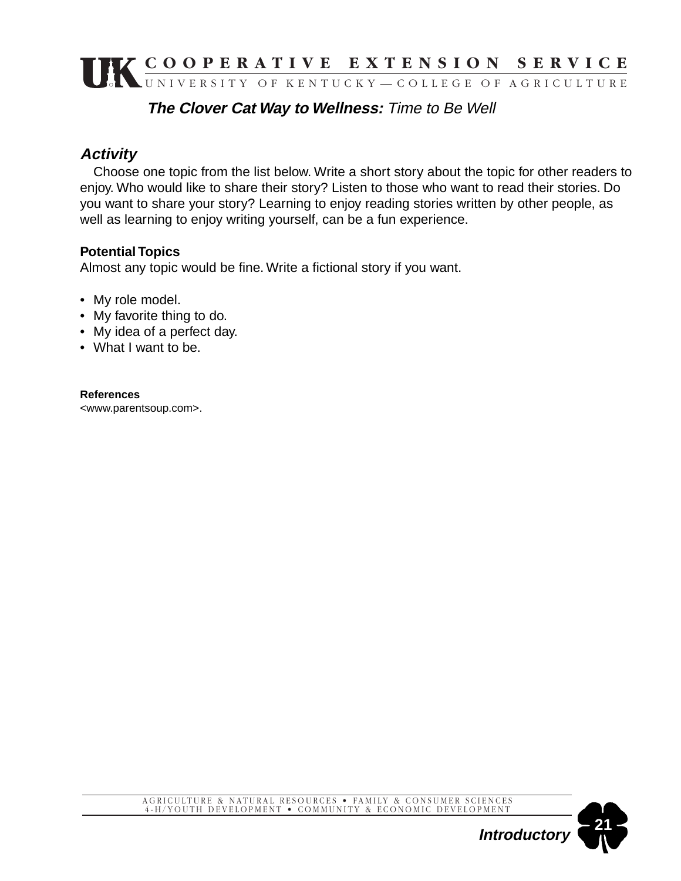***The Clover Cat Way to Wellness:*** *Time to Be Well*

### *Activity*

Choose one topic from the list below. Write a short story about the topic for other readers to enjoy. Who would like to share their story? Listen to those who want to read their stories. Do you want to share your story? Learning to enjoy reading stories written by other people, as well as learning to enjoy writing yourself, can be a fun experience.

**Potential Topics**

Almost any topic would be fine. Write a fictional story if you want.

- My role model.
- My favorite thing to do.
- My idea of a perfect day.
- What I want to be.

**References**

<www.parentsoup.com>.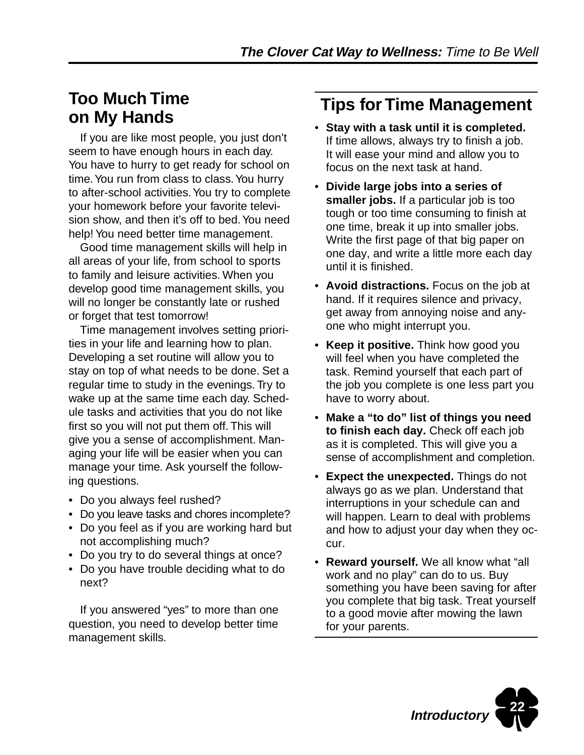## Too Much Time on My Hands

If you are like most people, you just don't seem to have enough hours in each day. You have to hurry to get ready for school on time. You run from class to class. You hurry to after-school activities. You try to complete your homework before your favorite television show, and then it's off to bed. You need help! You need better time management.

Good time management skills will help in all areas of your life, from school to sports to family and leisure activities. When you develop good time management skills, you will no longer be constantly late or rushed or forget that test tomorrow!

Time management involves setting priorities in your life and learning how to plan. Developing a set routine will allow you to stay on top of what needs to be done. Set a regular time to study in the evenings. Try to wake up at the same time each day. Schedule tasks and activities that you do not like first so you will not put them off. This will give you a sense of accomplishment. Managing your life will be easier when you can manage your time. Ask yourself the following questions.

- Do you always feel rushed?
- Do you leave tasks and chores incomplete?
- Do you feel as if you are working hard but not accomplishing much?
- Do you try to do several things at once?
- Do you have trouble deciding what to do next?

If you answered "yes" to more than one question, you need to develop better time management skills.

## Tips for Time Management

- **Stay with a task until it is completed.** If time allows, always try to finish a job. It will ease your mind and allow you to focus on the next task at hand.
- **Divide large jobs into a series of smaller jobs.** If a particular job is too tough or too time consuming to finish at one time, break it up into smaller jobs. Write the first page of that big paper on one day, and write a little more each day until it is finished.
- **Avoid distractions.** Focus on the job at hand. If it requires silence and privacy, get away from annoying noise and anyone who might interrupt you.
- **Keep it positive.** Think how good you will feel when you have completed the task. Remind yourself that each part of the job you complete is one less part you have to worry about.
- **Make a "to do" list of things you need to finish each day.** Check off each job as it is completed. This will give you a sense of accomplishment and completion.
- **Expect the unexpected.** Things do not always go as we plan. Understand that interruptions in your schedule can and will happen. Learn to deal with problems and how to adjust your day when they occur.
- **Reward yourself.** We all know what "all work and no play" can do to us. Buy something you have been saving for after you complete that big task. Treat yourself to a good movie after mowing the lawn for your parents.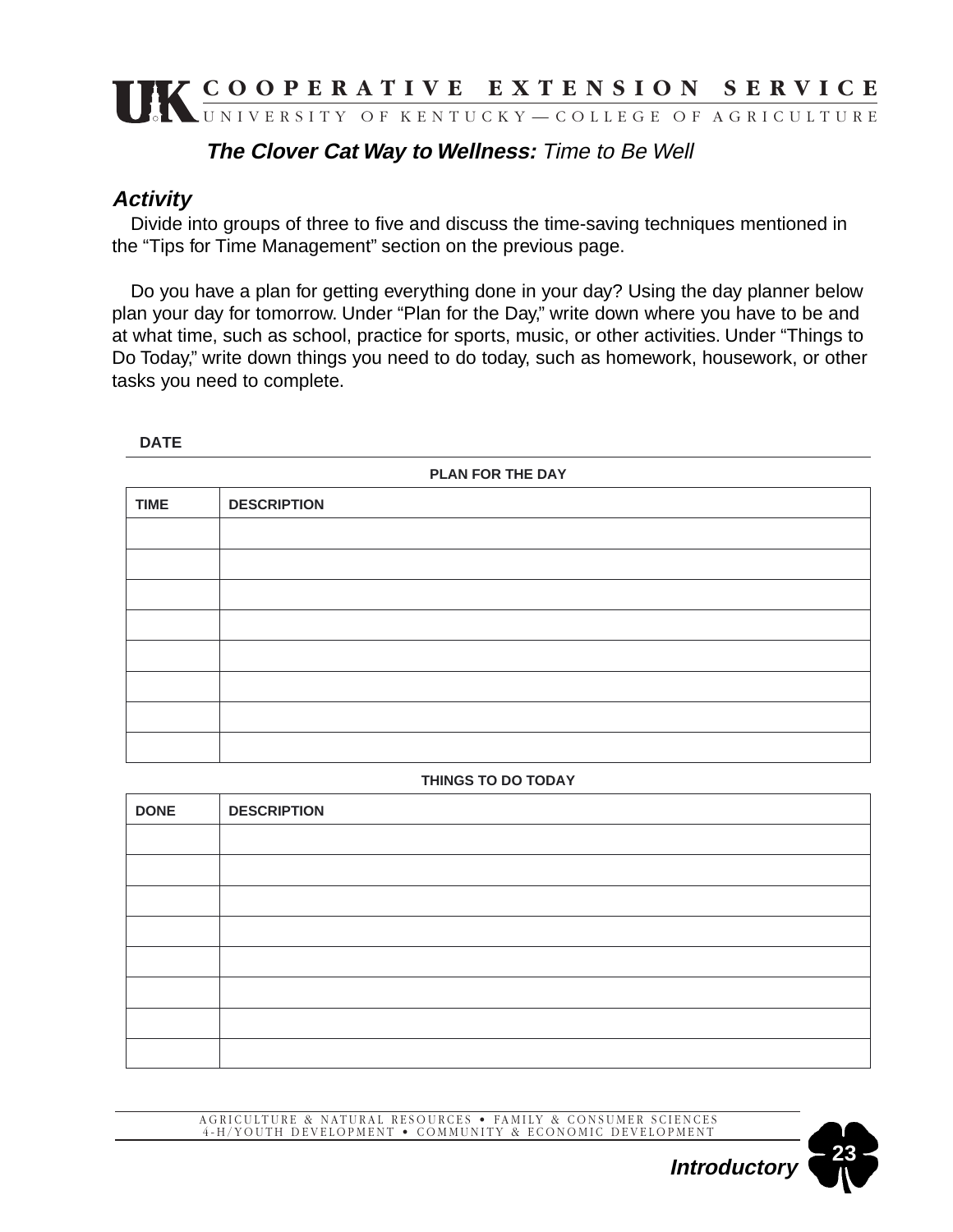### ***The Clover Cat Way to Wellness:*** *Time to Be Well*

## *Activity*

Divide into groups of three to five and discuss the time-saving techniques mentioned in the "Tips for Time Management" section on the previous page.

Do you have a plan for getting everything done in your day? Using the day planner below plan your day for tomorrow. Under "Plan for the Day," write down where you have to be and at what time, such as school, practice for sports, music, or other activities. Under "Things to Do Today," write down things you need to do today, such as homework, housework, or other tasks you need to complete.

**DATE**

**PLAN FOR THE DAY**

| TIME | DESCRIPTION |
| --- | --- |
| | |
| | |
| | |
| | |
| | |
| | |
| | |
| | |

**THINGS TO DO TODAY**

| DONE | DESCRIPTION |
| --- | --- |
| | |
| | |
| | |
| | |
| | |
| | |
| | |
| | |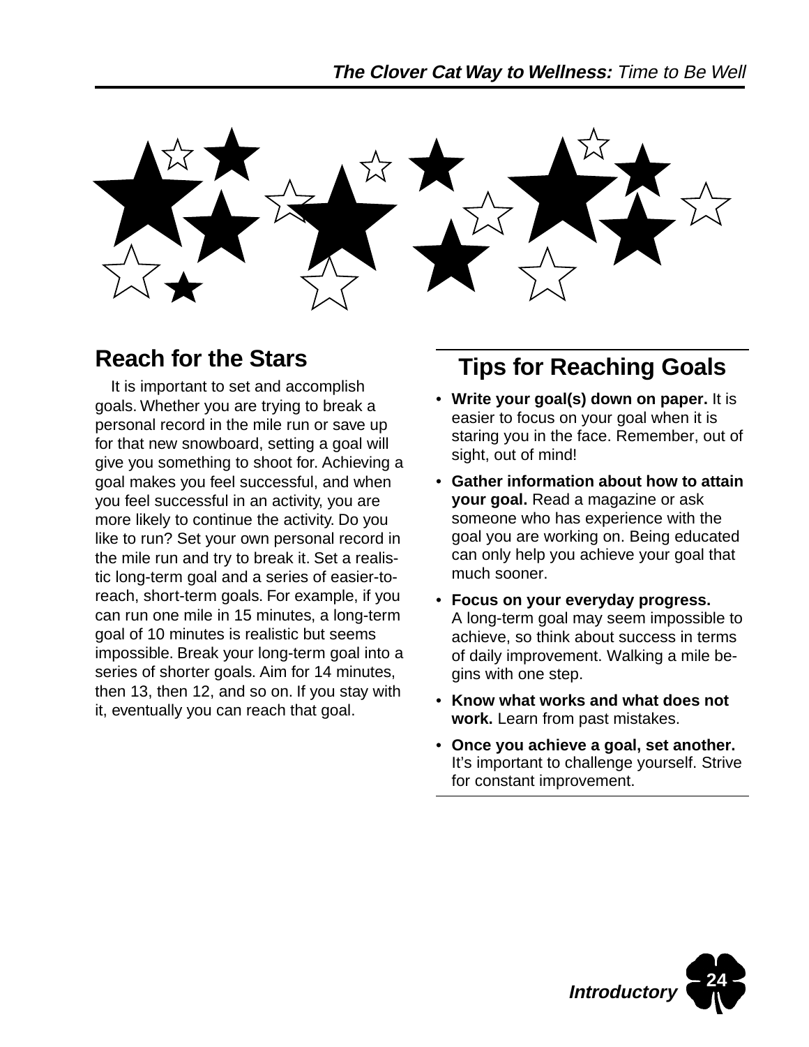## Reach for the Stars

It is important to set and accomplish goals. Whether you are trying to break a personal record in the mile run or save up for that new snowboard, setting a goal will give you something to shoot for. Achieving a goal makes you feel successful, and when you feel successful in an activity, you are more likely to continue the activity. Do you like to run? Set your own personal record in the mile run and try to break it. Set a realistic long-term goal and a series of easier-to-reach, short-term goals. For example, if you can run one mile in 15 minutes, a long-term goal of 10 minutes is realistic but seems impossible. Break your long-term goal into a series of shorter goals. Aim for 14 minutes, then 13, then 12, and so on. If you stay with it, eventually you can reach that goal.

## Tips for Reaching Goals

- **Write your goal(s) down on paper.** It is easier to focus on your goal when it is staring you in the face. Remember, out of sight, out of mind!
- **Gather information about how to attain your goal.** Read a magazine or ask someone who has experience with the goal you are working on. Being educated can only help you achieve your goal that much sooner.
- **Focus on your everyday progress.** A long-term goal may seem impossible to achieve, so think about success in terms of daily improvement. Walking a mile begins with one step.
- **Know what works and what does not work.** Learn from past mistakes.
- **Once you achieve a goal, set another.** It's important to challenge yourself. Strive for constant improvement.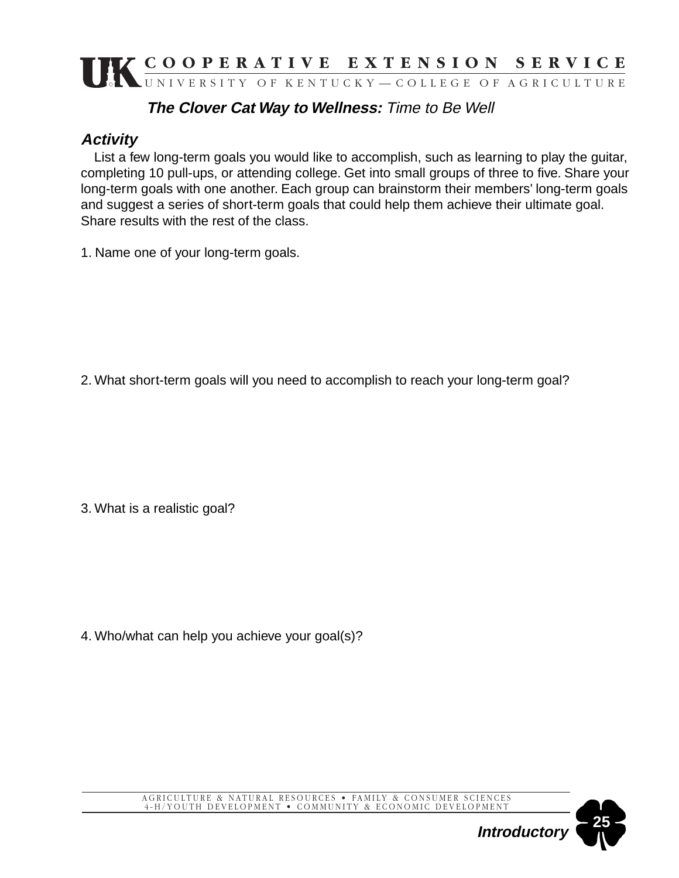**The Clover Cat Way to Wellness:** *Time to Be Well*

### *Activity*

List a few long-term goals you would like to accomplish, such as learning to play the guitar, completing 10 pull-ups, or attending college. Get into small groups of three to five. Share your long-term goals with one another. Each group can brainstorm their members' long-term goals and suggest a series of short-term goals that could help them achieve their ultimate goal. Share results with the rest of the class.

1. Name one of your long-term goals.

2. What short-term goals will you need to accomplish to reach your long-term goal?

3. What is a realistic goal?

4. Who/what can help you achieve your goal(s)?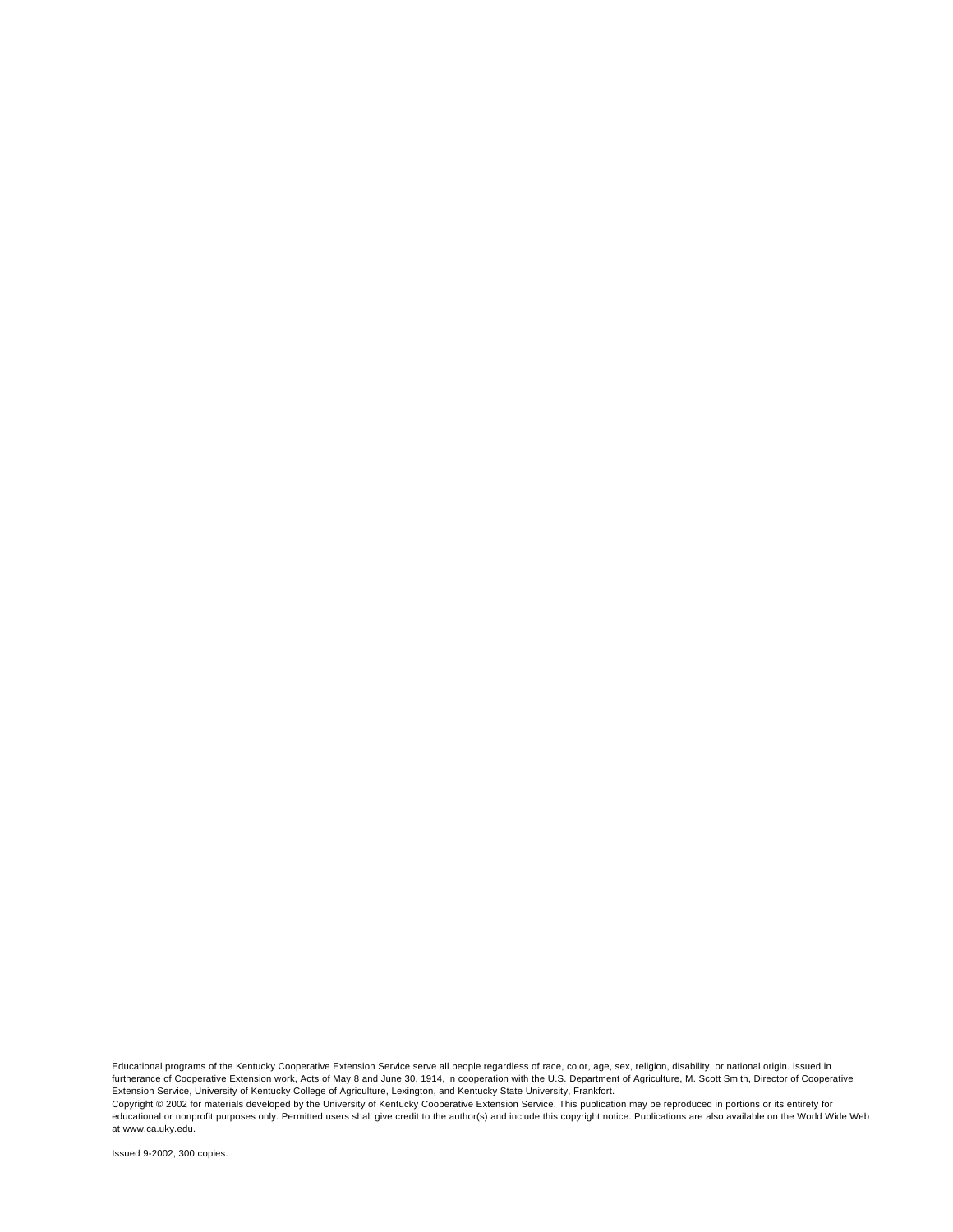Educational programs of the Kentucky Cooperative Extension Service serve all people regardless of race, color, age, sex, religion, disability, or national origin. Issued in furtherance of Cooperative Extension work, Acts of May 8 and June 30, 1914, in cooperation with the U.S. Department of Agriculture, M. Scott Smith, Director of Cooperative Extension Service, University of Kentucky College of Agriculture, Lexington, and Kentucky State University, Frankfort.

Copyright © 2002 for materials developed by the University of Kentucky Cooperative Extension Service. This publication may be reproduced in portions or its entirety for educational or nonprofit purposes only. Permitted users shall give credit to the author(s) and include this copyright notice. Publications are also available on the World Wide Web at www.ca.uky.edu.

Issued 9-2002, 300 copies.